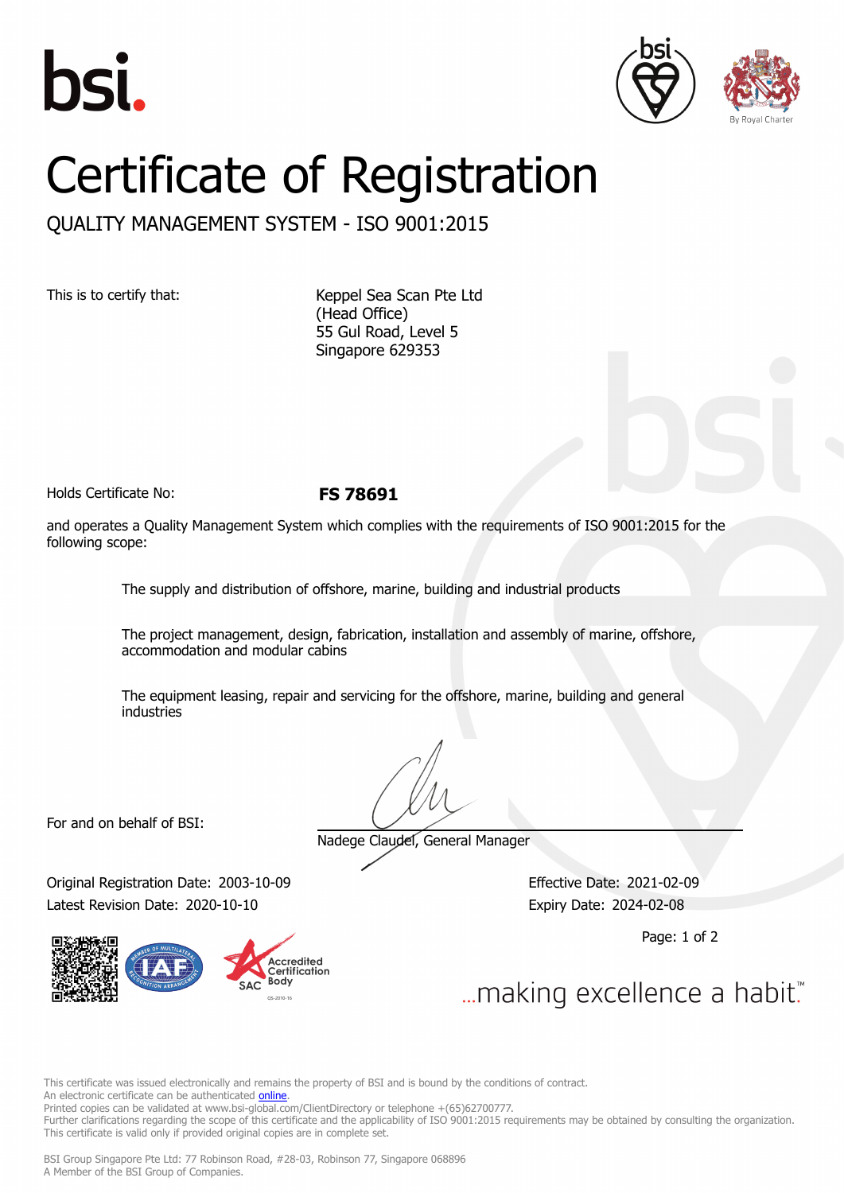# Certificate of Registration

## QUALITY MANAGEMENT SYSTEM - ISO 9001:2015

This is to certify that:

Keppel Sea Scan Pte Ltd
(Head Office)
55 Gul Road, Level 5
Singapore 629353

Holds Certificate No: **FS 78691**

and operates a Quality Management System which complies with the requirements of ISO 9001:2015 for the following scope:

The supply and distribution of offshore, marine, building and industrial products

The project management, design, fabrication, installation and assembly of marine, offshore, accommodation and modular cabins

The equipment leasing, repair and servicing for the offshore, marine, building and general industries

For and on behalf of BSI:

Nadege Claudel, General Manager

Original Registration Date: 2003-10-09
Latest Revision Date: 2020-10-10

Effective Date: 2021-02-09
Expiry Date: 2024-02-08

...making excellence a habit.™

This certificate was issued electronically and remains the property of BSI and is bound by the conditions of contract.
An electronic certificate can be authenticated online.
Printed copies can be validated at www.bsi-global.com/ClientDirectory or telephone +(65)62700777.
Further clarifications regarding the scope of this certificate and the applicability of ISO 9001:2015 requirements may be obtained by consulting the organization.
This certificate is valid only if provided original copies are in complete set.

BSI Group Singapore Pte Ltd: 77 Robinson Road, #28-03, Robinson 77, Singapore 068896
A Member of the BSI Group of Companies.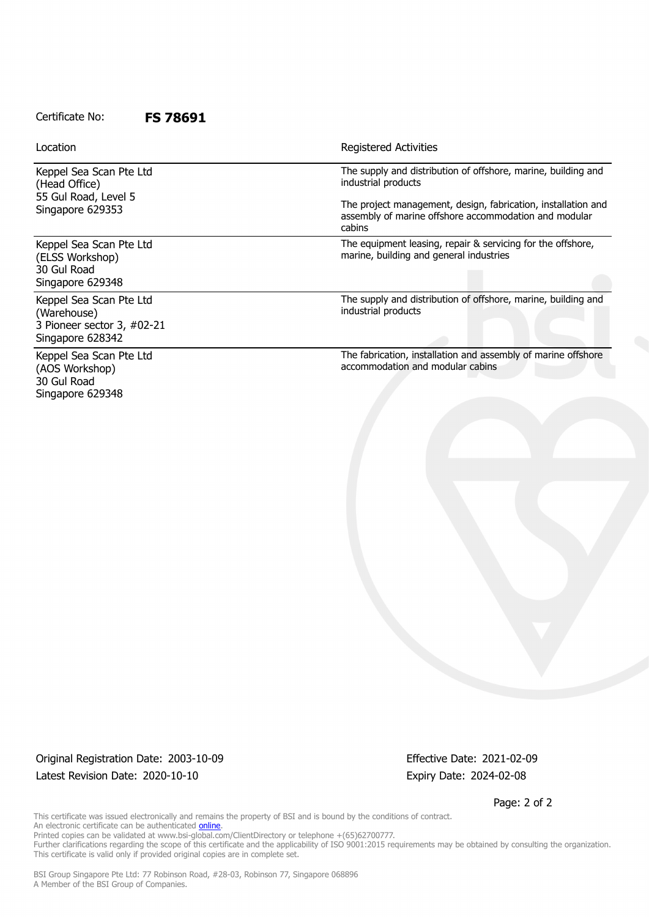Certificate No: **FS 78691**

| Location | Registered Activities |
|---|---|
| Keppel Sea Scan Pte Ltd (Head Office) 55 Gul Road, Level 5 Singapore 629353 | The supply and distribution of offshore, marine, building and industrial products<br><br>The project management, design, fabrication, installation and assembly of marine offshore accommodation and modular cabins |
| Keppel Sea Scan Pte Ltd (ELSS Workshop) 30 Gul Road Singapore 629348 | The equipment leasing, repair & servicing for the offshore, marine, building and general industries |
| Keppel Sea Scan Pte Ltd (Warehouse) 3 Pioneer sector 3, #02-21 Singapore 628342 | The supply and distribution of offshore, marine, building and industrial products |
| Keppel Sea Scan Pte Ltd (AOS Workshop) 30 Gul Road Singapore 629348 | The fabrication, installation and assembly of marine offshore accommodation and modular cabins |

Original Registration Date: 2003-10-09

Latest Revision Date: 2020-10-10

Effective Date: 2021-02-09

Expiry Date: 2024-02-08

This certificate was issued electronically and remains the property of BSI and is bound by the conditions of contract.
An electronic certificate can be authenticated online.
Printed copies can be validated at www.bsi-global.com/ClientDirectory or telephone +(65)62700777.
Further clarifications regarding the scope of this certificate and the applicability of ISO 9001:2015 requirements may be obtained by consulting the organization.
This certificate is valid only if provided original copies are in complete set.

BSI Group Singapore Pte Ltd: 77 Robinson Road, #28-03, Robinson 77, Singapore 068896
A Member of the BSI Group of Companies.